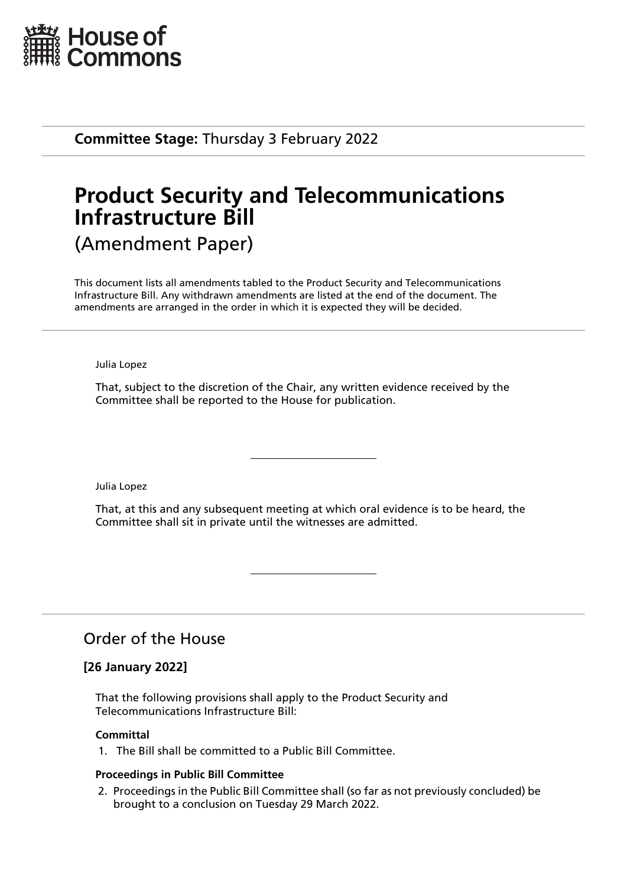House of Commons

**Committee Stage:** Thursday 3 February 2022

# Product Security and Telecommunications Infrastructure Bill

(Amendment Paper)

This document lists all amendments tabled to the Product Security and Telecommunications Infrastructure Bill. Any withdrawn amendments are listed at the end of the document. The amendments are arranged in the order in which it is expected they will be decided.

---

Julia Lopez

That, subject to the discretion of the Chair, any written evidence received by the Committee shall be reported to the House for publication.

---

Julia Lopez

That, at this and any subsequent meeting at which oral evidence is to be heard, the Committee shall sit in private until the witnesses are admitted.

---

## Order of the House

### [26 January 2022]

That the following provisions shall apply to the Product Security and Telecommunications Infrastructure Bill:

**Committal**

1. The Bill shall be committed to a Public Bill Committee.

**Proceedings in Public Bill Committee**

2. Proceedings in the Public Bill Committee shall (so far as not previously concluded) be brought to a conclusion on Tuesday 29 March 2022.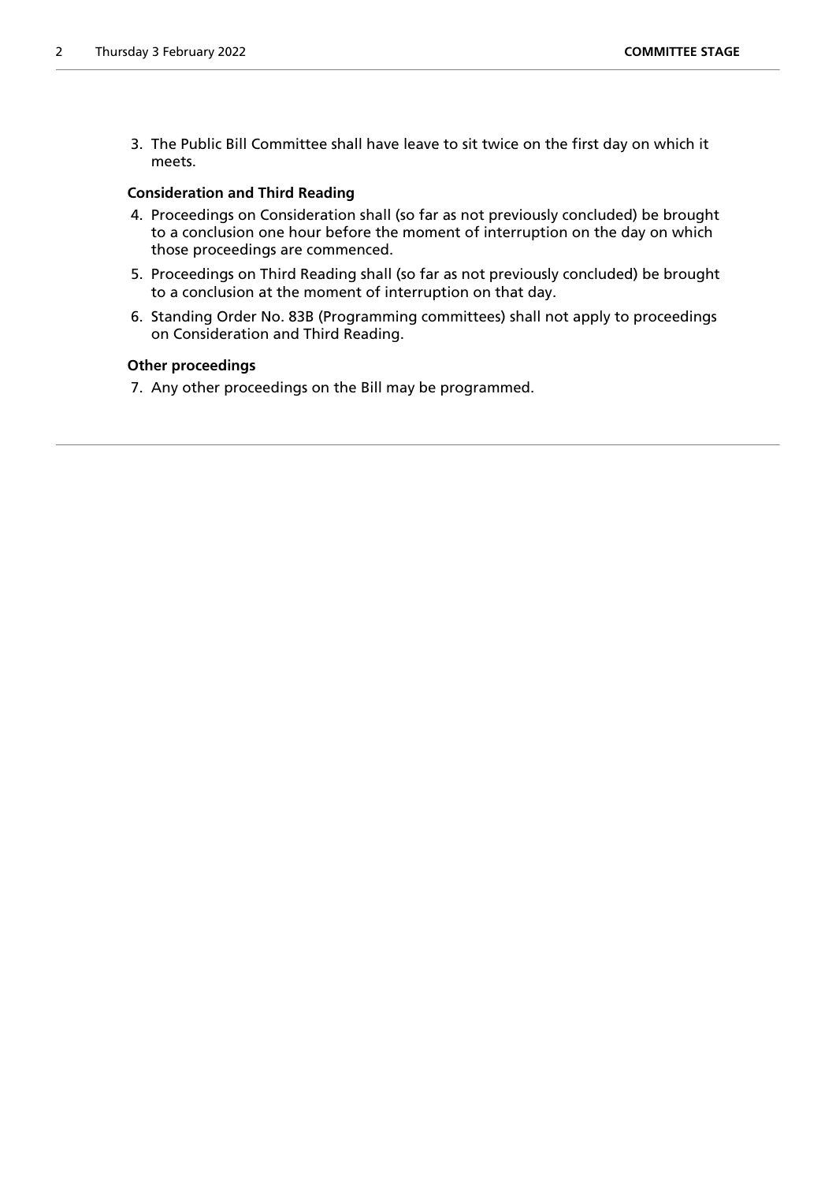3. The Public Bill Committee shall have leave to sit twice on the first day on which it meets.

**Consideration and Third Reading**

4. Proceedings on Consideration shall (so far as not previously concluded) be brought to a conclusion one hour before the moment of interruption on the day on which those proceedings are commenced.
5. Proceedings on Third Reading shall (so far as not previously concluded) be brought to a conclusion at the moment of interruption on that day.
6. Standing Order No. 83B (Programming committees) shall not apply to proceedings on Consideration and Third Reading.

**Other proceedings**

7. Any other proceedings on the Bill may be programmed.